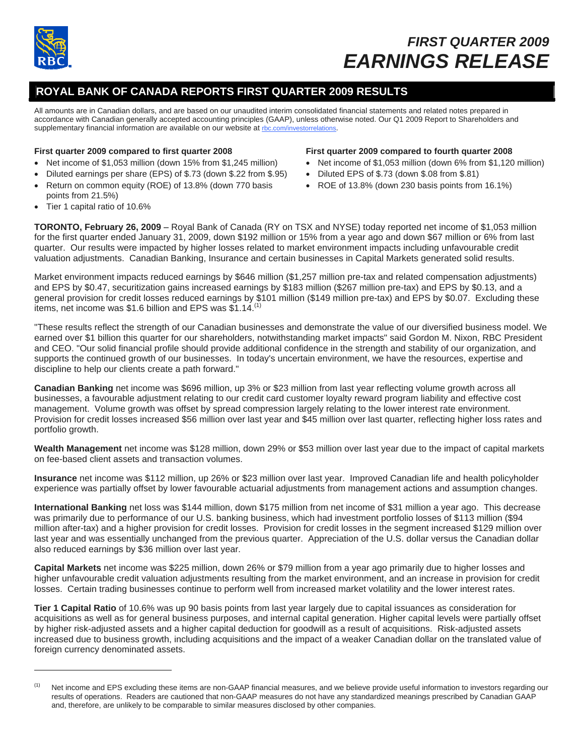# FIRST QUARTER 2009
# EARNINGS RELEASE

## ROYAL BANK OF CANADA REPORTS FIRST QUARTER 2009 RESULTS

All amounts are in Canadian dollars, and are based on our unaudited interim consolidated financial statements and related notes prepared in accordance with Canadian generally accepted accounting principles (GAAP), unless otherwise noted. Our Q1 2009 Report to Shareholders and supplementary financial information are available on our website at rbc.com/investorrelations.

**First quarter 2009 compared to first quarter 2008**

- Net income of $1,053 million (down 15% from $1,245 million)
- Diluted earnings per share (EPS) of $.73 (down $.22 from $.95)
- Return on common equity (ROE) of 13.8% (down 770 basis points from 21.5%)
- Tier 1 capital ratio of 10.6%

**First quarter 2009 compared to fourth quarter 2008**

- Net income of $1,053 million (down 6% from $1,120 million)
- Diluted EPS of $.73 (down $.08 from $.81)
- ROE of 13.8% (down 230 basis points from 16.1%)

**TORONTO, February 26, 2009** – Royal Bank of Canada (RY on TSX and NYSE) today reported net income of $1,053 million for the first quarter ended January 31, 2009, down $192 million or 15% from a year ago and down $67 million or 6% from last quarter. Our results were impacted by higher losses related to market environment impacts including unfavourable credit valuation adjustments. Canadian Banking, Insurance and certain businesses in Capital Markets generated solid results.

Market environment impacts reduced earnings by $646 million ($1,257 million pre-tax and related compensation adjustments) and EPS by $0.47, securitization gains increased earnings by $183 million ($267 million pre-tax) and EPS by $0.13, and a general provision for credit losses reduced earnings by $101 million ($149 million pre-tax) and EPS by $0.07. Excluding these items, net income was $1.6 billion and EPS was $1.14.[1]

"These results reflect the strength of our Canadian businesses and demonstrate the value of our diversified business model. We earned over $1 billion this quarter for our shareholders, notwithstanding market impacts" said Gordon M. Nixon, RBC President and CEO. "Our solid financial profile should provide additional confidence in the strength and stability of our organization, and supports the continued growth of our businesses. In today's uncertain environment, we have the resources, expertise and discipline to help our clients create a path forward."

**Canadian Banking** net income was $696 million, up 3% or $23 million from last year reflecting volume growth across all businesses, a favourable adjustment relating to our credit card customer loyalty reward program liability and effective cost management. Volume growth was offset by spread compression largely relating to the lower interest rate environment. Provision for credit losses increased $56 million over last year and $45 million over last quarter, reflecting higher loss rates and portfolio growth.

**Wealth Management** net income was $128 million, down 29% or $53 million over last year due to the impact of capital markets on fee-based client assets and transaction volumes.

**Insurance** net income was $112 million, up 26% or $23 million over last year. Improved Canadian life and health policyholder experience was partially offset by lower favourable actuarial adjustments from management actions and assumption changes.

**International Banking** net loss was $144 million, down $175 million from net income of $31 million a year ago. This decrease was primarily due to performance of our U.S. banking business, which had investment portfolio losses of $113 million ($94 million after-tax) and a higher provision for credit losses. Provision for credit losses in the segment increased $129 million over last year and was essentially unchanged from the previous quarter. Appreciation of the U.S. dollar versus the Canadian dollar also reduced earnings by $36 million over last year.

**Capital Markets** net income was $225 million, down 26% or $79 million from a year ago primarily due to higher losses and higher unfavourable credit valuation adjustments resulting from the market environment, and an increase in provision for credit losses. Certain trading businesses continue to perform well from increased market volatility and the lower interest rates.

**Tier 1 Capital Ratio** of 10.6% was up 90 basis points from last year largely due to capital issuances as consideration for acquisitions as well as for general business purposes, and internal capital generation. Higher capital levels were partially offset by higher risk-adjusted assets and a higher capital deduction for goodwill as a result of acquisitions. Risk-adjusted assets increased due to business growth, including acquisitions and the impact of a weaker Canadian dollar on the translated value of foreign currency denominated assets.

---

[1] Net income and EPS excluding these items are non-GAAP financial measures, and we believe provide useful information to investors regarding our results of operations. Readers are cautioned that non-GAAP measures do not have any standardized meanings prescribed by Canadian GAAP and, therefore, are unlikely to be comparable to similar measures disclosed by other companies.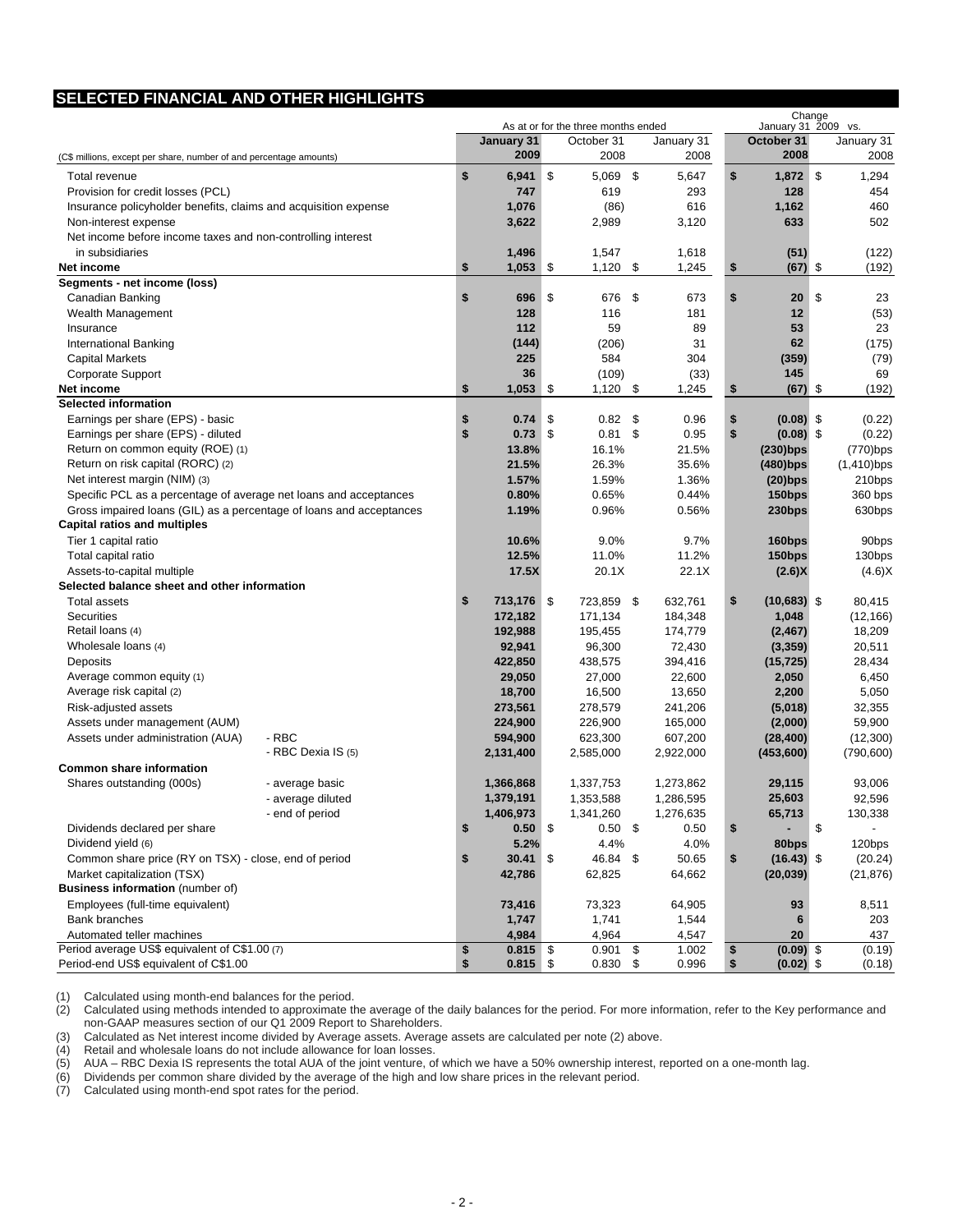## SELECTED FINANCIAL AND OTHER HIGHLIGHTS

| (C$ millions, except per share, number of and percentage amounts) | | As at or for the three months ended | | | Change January 31 2009 vs. | |
|---|---|---|---|---|---|---|
| | | **January 31 2009** | October 31 2008 | January 31 2008 | **October 31 2008** | January 31 2008 |
| Total revenue | | **$ 6,941** | $ 5,069 | $ 5,647 | **$ 1,872** | $ 1,294 |
| Provision for credit losses (PCL) | | **747** | 619 | 293 | **128** | 454 |
| Insurance policyholder benefits, claims and acquisition expense | | **1,076** | (86) | 616 | **1,162** | 460 |
| Non-interest expense | | **3,622** | 2,989 | 3,120 | **633** | 502 |
| Net income before income taxes and non-controlling interest in subsidiaries | | **1,496** | 1,547 | 1,618 | **(51)** | (122) |
| **Net income** | | **$ 1,053** | $ 1,120 | $ 1,245 | **$ (67)** | $ (192) |
| **Segments - net income (loss)** | | | | | | |
| Canadian Banking | | **$ 696** | $ 676 | $ 673 | **$ 20** | $ 23 |
| Wealth Management | | **128** | 116 | 181 | **12** | (53) |
| Insurance | | **112** | 59 | 89 | **53** | 23 |
| International Banking | | **(144)** | (206) | 31 | **62** | (175) |
| Capital Markets | | **225** | 584 | 304 | **(359)** | (79) |
| Corporate Support | | **36** | (109) | (33) | **145** | 69 |
| **Net income** | | **$ 1,053** | $ 1,120 | $ 1,245 | **$ (67)** | $ (192) |
| **Selected information** | | | | | | |
| Earnings per share (EPS) - basic | | **$ 0.74** | $ 0.82 | $ 0.96 | **$ (0.08)** | $ (0.22) |
| Earnings per share (EPS) - diluted | | **$ 0.73** | $ 0.81 | $ 0.95 | **$ (0.08)** | $ (0.22) |
| Return on common equity (ROE) (1) | | **13.8%** | 16.1% | 21.5% | **(230)bps** | (770)bps |
| Return on risk capital (RORC) (2) | | **21.5%** | 26.3% | 35.6% | **(480)bps** | (1,410)bps |
| Net interest margin (NIM) (3) | | **1.57%** | 1.59% | 1.36% | **(20)bps** | 210bps |
| Specific PCL as a percentage of average net loans and acceptances | | **0.80%** | 0.65% | 0.44% | **150bps** | 360 bps |
| Gross impaired loans (GIL) as a percentage of loans and acceptances | | **1.19%** | 0.96% | 0.56% | **230bps** | 630bps |
| **Capital ratios and multiples** | | | | | | |
| Tier 1 capital ratio | | **10.6%** | 9.0% | 9.7% | **160bps** | 90bps |
| Total capital ratio | | **12.5%** | 11.0% | 11.2% | **150bps** | 130bps |
| Assets-to-capital multiple | | **17.5X** | 20.1X | 22.1X | **(2.6)X** | (4.6)X |
| **Selected balance sheet and other information** | | | | | | |
| Total assets | | **$ 713,176** | $ 723,859 | $ 632,761 | **$ (10,683)** | $ 80,415 |
| Securities | | **172,182** | 171,134 | 184,348 | **1,048** | (12,166) |
| Retail loans (4) | | **192,988** | 195,455 | 174,779 | **(2,467)** | 18,209 |
| Wholesale loans (4) | | **92,941** | 96,300 | 72,430 | **(3,359)** | 20,511 |
| Deposits | | **422,850** | 438,575 | 394,416 | **(15,725)** | 28,434 |
| Average common equity (1) | | **29,050** | 27,000 | 22,600 | **2,050** | 6,450 |
| Average risk capital (2) | | **18,700** | 16,500 | 13,650 | **2,200** | 5,050 |
| Risk-adjusted assets | | **273,561** | 278,579 | 241,206 | **(5,018)** | 32,355 |
| Assets under management (AUM) | | **224,900** | 226,900 | 165,000 | **(2,000)** | 59,900 |
| Assets under administration (AUA) | - RBC | **594,900** | 623,300 | 607,200 | **(28,400)** | (12,300) |
| | - RBC Dexia IS (5) | **2,131,400** | 2,585,000 | 2,922,000 | **(453,600)** | (790,600) |
| **Common share information** | | | | | | |
| Shares outstanding (000s) | - average basic | **1,366,868** | 1,337,753 | 1,273,862 | **29,115** | 93,006 |
| | - average diluted | **1,379,191** | 1,353,588 | 1,286,595 | **25,603** | 92,596 |
| | - end of period | **1,406,973** | 1,341,260 | 1,276,635 | **65,713** | 130,338 |
| Dividends declared per share | | **$ 0.50** | $ 0.50 | $ 0.50 | **$ -** | $ - |
| Dividend yield (6) | | **5.2%** | 4.4% | 4.0% | **80bps** | 120bps |
| Common share price (RY on TSX) - close, end of period | | **$ 30.41** | $ 46.84 | $ 50.65 | **$ (16.43)** | $ (20.24) |
| Market capitalization (TSX) | | **42,786** | 62,825 | 64,662 | **(20,039)** | (21,876) |
| **Business information** (number of) | | | | | | |
| Employees (full-time equivalent) | | **73,416** | 73,323 | 64,905 | **93** | 8,511 |
| Bank branches | | **1,747** | 1,741 | 1,544 | **6** | 203 |
| Automated teller machines | | **4,984** | 4,964 | 4,547 | **20** | 437 |
| Period average US$ equivalent of C$1.00 (7) | | **$ 0.815** | $ 0.901 | $ 1.002 | **$ (0.09)** | $ (0.19) |
| Period-end US$ equivalent of C$1.00 | | **$ 0.815** | $ 0.830 | $ 0.996 | **$ (0.02)** | $ (0.18) |

(1) Calculated using month-end balances for the period.
(2) Calculated using methods intended to approximate the average of the daily balances for the period. For more information, refer to the Key performance and non-GAAP measures section of our Q1 2009 Report to Shareholders.
(3) Calculated as Net interest income divided by Average assets. Average assets are calculated per note (2) above.
(4) Retail and wholesale loans do not include allowance for loan losses.
(5) AUA – RBC Dexia IS represents the total AUA of the joint venture, of which we have a 50% ownership interest, reported on a one-month lag.
(6) Dividends per common share divided by the average of the high and low share prices in the relevant period.
(7) Calculated using month-end spot rates for the period.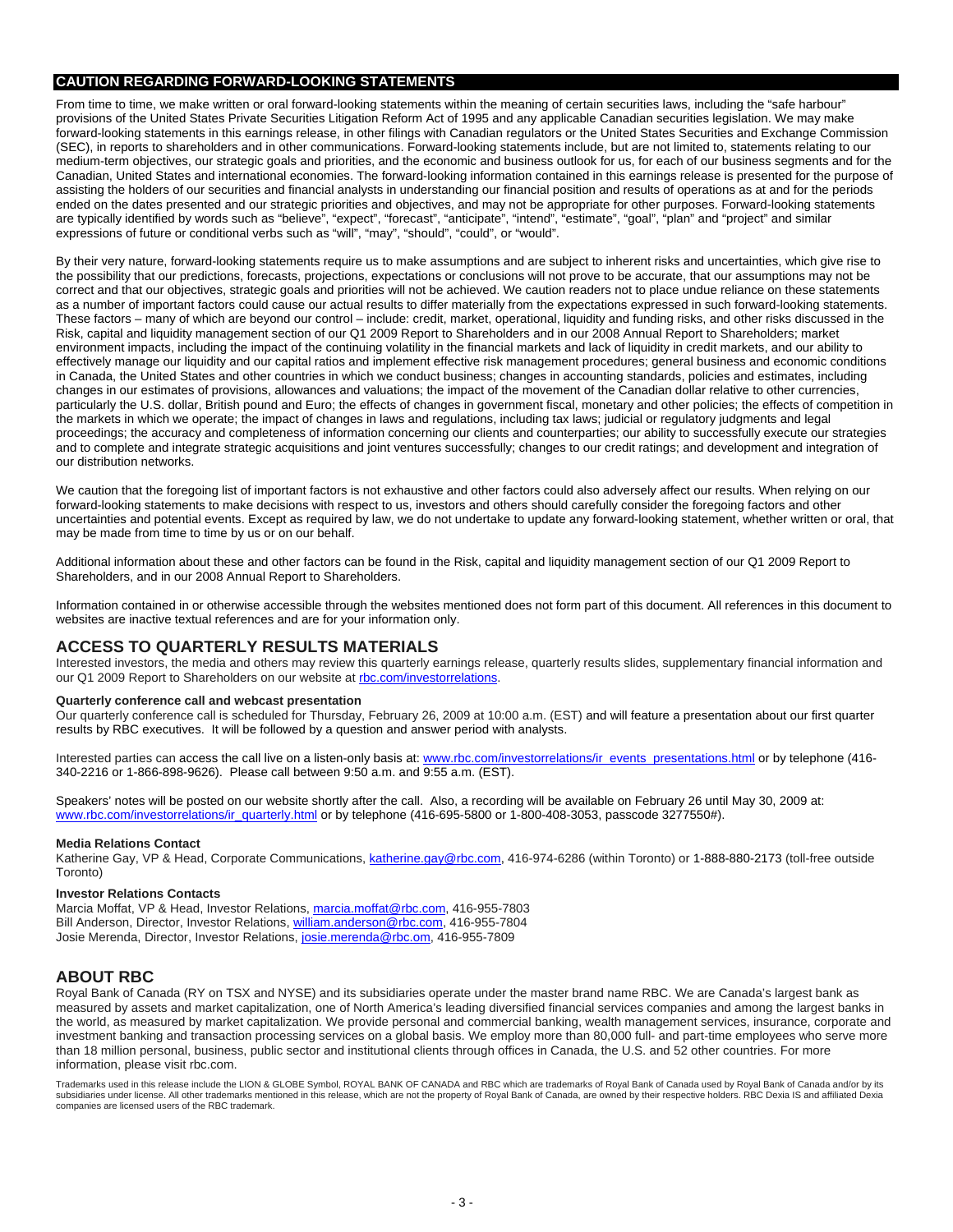## CAUTION REGARDING FORWARD-LOOKING STATEMENTS

From time to time, we make written or oral forward-looking statements within the meaning of certain securities laws, including the "safe harbour" provisions of the United States Private Securities Litigation Reform Act of 1995 and any applicable Canadian securities legislation. We may make forward-looking statements in this earnings release, in other filings with Canadian regulators or the United States Securities and Exchange Commission (SEC), in reports to shareholders and in other communications. Forward-looking statements include, but are not limited to, statements relating to our medium-term objectives, our strategic goals and priorities, and the economic and business outlook for us, for each of our business segments and for the Canadian, United States and international economies. The forward-looking information contained in this earnings release is presented for the purpose of assisting the holders of our securities and financial analysts in understanding our financial position and results of operations as at and for the periods ended on the dates presented and our strategic priorities and objectives, and may not be appropriate for other purposes. Forward-looking statements are typically identified by words such as "believe", "expect", "forecast", "anticipate", "intend", "estimate", "goal", "plan" and "project" and similar expressions of future or conditional verbs such as "will", "may", "should", "could", or "would".

By their very nature, forward-looking statements require us to make assumptions and are subject to inherent risks and uncertainties, which give rise to the possibility that our predictions, forecasts, projections, expectations or conclusions will not prove to be accurate, that our assumptions may not be correct and that our objectives, strategic goals and priorities will not be achieved. We caution readers not to place undue reliance on these statements as a number of important factors could cause our actual results to differ materially from the expectations expressed in such forward-looking statements. These factors – many of which are beyond our control – include: credit, market, operational, liquidity and funding risks, and other risks discussed in the Risk, capital and liquidity management section of our Q1 2009 Report to Shareholders and in our 2008 Annual Report to Shareholders; market environment impacts, including the impact of the continuing volatility in the financial markets and lack of liquidity in credit markets, and our ability to effectively manage our liquidity and our capital ratios and implement effective risk management procedures; general business and economic conditions in Canada, the United States and other countries in which we conduct business; changes in accounting standards, policies and estimates, including changes in our estimates of provisions, allowances and valuations; the impact of the movement of the Canadian dollar relative to other currencies, particularly the U.S. dollar, British pound and Euro; the effects of changes in government fiscal, monetary and other policies; the effects of competition in the markets in which we operate; the impact of changes in laws and regulations, including tax laws; judicial or regulatory judgments and legal proceedings; the accuracy and completeness of information concerning our clients and counterparties; our ability to successfully execute our strategies and to complete and integrate strategic acquisitions and joint ventures successfully; changes to our credit ratings; and development and integration of our distribution networks.

We caution that the foregoing list of important factors is not exhaustive and other factors could also adversely affect our results. When relying on our forward-looking statements to make decisions with respect to us, investors and others should carefully consider the foregoing factors and other uncertainties and potential events. Except as required by law, we do not undertake to update any forward-looking statement, whether written or oral, that may be made from time to time by us or on our behalf.

Additional information about these and other factors can be found in the Risk, capital and liquidity management section of our Q1 2009 Report to Shareholders, and in our 2008 Annual Report to Shareholders.

Information contained in or otherwise accessible through the websites mentioned does not form part of this document. All references in this document to websites are inactive textual references and are for your information only.

## ACCESS TO QUARTERLY RESULTS MATERIALS

Interested investors, the media and others may review this quarterly earnings release, quarterly results slides, supplementary financial information and our Q1 2009 Report to Shareholders on our website at rbc.com/investorrelations.

**Quarterly conference call and webcast presentation**

Our quarterly conference call is scheduled for Thursday, February 26, 2009 at 10:00 a.m. (EST) and will feature a presentation about our first quarter results by RBC executives. It will be followed by a question and answer period with analysts.

Interested parties can access the call live on a listen-only basis at: www.rbc.com/investorrelations/ir_events_presentations.html or by telephone (416-340-2216 or 1-866-898-9626). Please call between 9:50 a.m. and 9:55 a.m. (EST).

Speakers' notes will be posted on our website shortly after the call. Also, a recording will be available on February 26 until May 30, 2009 at: www.rbc.com/investorrelations/ir_quarterly.html or by telephone (416-695-5800 or 1-800-408-3053, passcode 3277550#).

**Media Relations Contact**

Katherine Gay, VP & Head, Corporate Communications, katherine.gay@rbc.com, 416-974-6286 (within Toronto) or 1-888-880-2173 (toll-free outside Toronto)

**Investor Relations Contacts**

Marcia Moffat, VP & Head, Investor Relations, marcia.moffat@rbc.com, 416-955-7803
Bill Anderson, Director, Investor Relations, william.anderson@rbc.com, 416-955-7804
Josie Merenda, Director, Investor Relations, josie.merenda@rbc.om, 416-955-7809

## ABOUT RBC

Royal Bank of Canada (RY on TSX and NYSE) and its subsidiaries operate under the master brand name RBC. We are Canada's largest bank as measured by assets and market capitalization, one of North America's leading diversified financial services companies and among the largest banks in the world, as measured by market capitalization. We provide personal and commercial banking, wealth management services, insurance, corporate and investment banking and transaction processing services on a global basis. We employ more than 80,000 full- and part-time employees who serve more than 18 million personal, business, public sector and institutional clients through offices in Canada, the U.S. and 52 other countries. For more information, please visit rbc.com.

Trademarks used in this release include the LION & GLOBE Symbol, ROYAL BANK OF CANADA and RBC which are trademarks of Royal Bank of Canada used by Royal Bank of Canada and/or by its subsidiaries under license. All other trademarks mentioned in this release, which are not the property of Royal Bank of Canada, are owned by their respective holders. RBC Dexia IS and affiliated Dexia companies are licensed users of the RBC trademark.